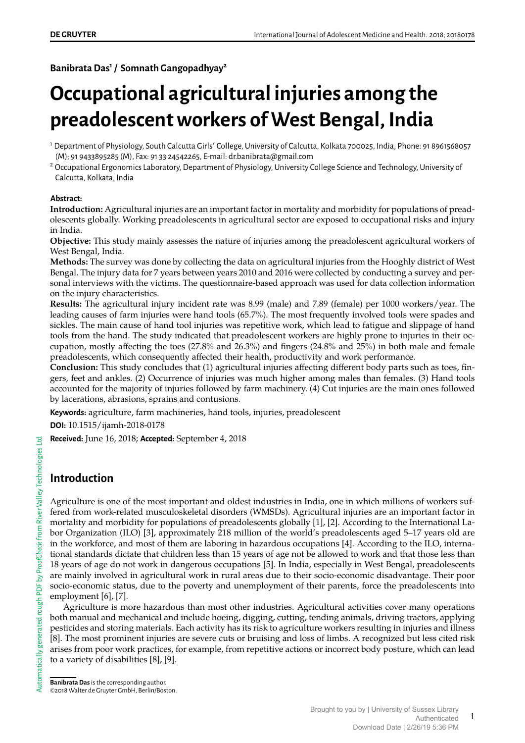**Banibrata Das[1] / Somnath Gangopadhyay[2]**

# Occupational agricultural injuries among the preadolescent workers of West Bengal, India

[1] Department of Physiology, South Calcutta Girls' College, University of Calcutta, Kolkata 700025, India, Phone: 91 8961568057 (M); 91 9433895285 (M), Fax: 91 33 24542265, E-mail: dr.banibrata@gmail.com

[2] Occupational Ergonomics Laboratory, Department of Physiology, University College Science and Technology, University of Calcutta, Kolkata, India

**Abstract:**

**Introduction:** Agricultural injuries are an important factor in mortality and morbidity for populations of preadolescents globally. Working preadolescents in agricultural sector are exposed to occupational risks and injury in India.

**Objective:** This study mainly assesses the nature of injuries among the preadolescent agricultural workers of West Bengal, India.

**Methods:** The survey was done by collecting the data on agricultural injuries from the Hooghly district of West Bengal. The injury data for 7 years between years 2010 and 2016 were collected by conducting a survey and personal interviews with the victims. The questionnaire-based approach was used for data collection information on the injury characteristics.

**Results:** The agricultural injury incident rate was 8.99 (male) and 7.89 (female) per 1000 workers/year. The leading causes of farm injuries were hand tools (65.7%). The most frequently involved tools were spades and sickles. The main cause of hand tool injuries was repetitive work, which lead to fatigue and slippage of hand tools from the hand. The study indicated that preadolescent workers are highly prone to injuries in their occupation, mostly affecting the toes (27.8% and 26.3%) and fingers (24.8% and 25%) in both male and female preadolescents, which consequently affected their health, productivity and work performance.

**Conclusion:** This study concludes that (1) agricultural injuries affecting different body parts such as toes, fingers, feet and ankles. (2) Occurrence of injuries was much higher among males than females. (3) Hand tools accounted for the majority of injuries followed by farm machinery. (4) Cut injuries are the main ones followed by lacerations, abrasions, sprains and contusions.

**Keywords:** agriculture, farm machineries, hand tools, injuries, preadolescent

**DOI:** 10.1515/ijamh-2018-0178

**Received:** June 16, 2018; **Accepted:** September 4, 2018

## Introduction

Agriculture is one of the most important and oldest industries in India, one in which millions of workers suffered from work-related musculoskeletal disorders (WMSDs). Agricultural injuries are an important factor in mortality and morbidity for populations of preadolescents globally [1], [2]. According to the International Labor Organization (ILO) [3], approximately 218 million of the world's preadolescents aged 5–17 years old are in the workforce, and most of them are laboring in hazardous occupations [4]. According to the ILO, international standards dictate that children less than 15 years of age not be allowed to work and that those less than 18 years of age do not work in dangerous occupations [5]. In India, especially in West Bengal, preadolescents are mainly involved in agricultural work in rural areas due to their socio-economic disadvantage. Their poor socio-economic status, due to the poverty and unemployment of their parents, force the preadolescents into employment [6], [7].

Agriculture is more hazardous than most other industries. Agricultural activities cover many operations both manual and mechanical and include hoeing, digging, cutting, tending animals, driving tractors, applying pesticides and storing materials. Each activity has its risk to agriculture workers resulting in injuries and illness [8]. The most prominent injuries are severe cuts or bruising and loss of limbs. A recognized but less cited risk arises from poor work practices, for example, from repetitive actions or incorrect body posture, which can lead to a variety of disabilities [8], [9].

**Banibrata Das** is the corresponding author.
©2018 Walter de Gruyter GmbH, Berlin/Boston.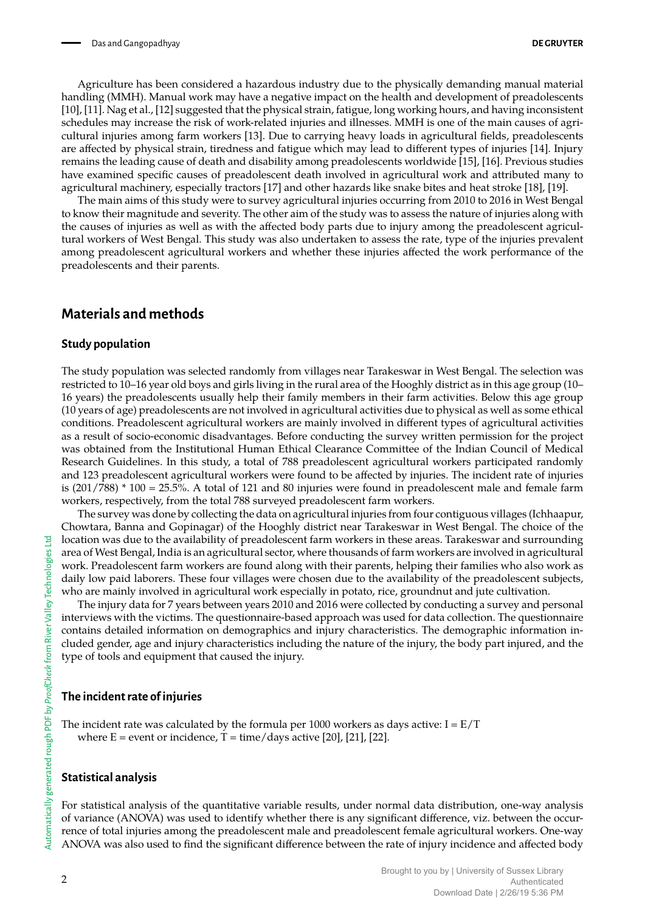Agriculture has been considered a hazardous industry due to the physically demanding manual material handling (MMH). Manual work may have a negative impact on the health and development of preadolescents [10], [11]. Nag et al., [12] suggested that the physical strain, fatigue, long working hours, and having inconsistent schedules may increase the risk of work-related injuries and illnesses. MMH is one of the main causes of agricultural injuries among farm workers [13]. Due to carrying heavy loads in agricultural fields, preadolescents are affected by physical strain, tiredness and fatigue which may lead to different types of injuries [14]. Injury remains the leading cause of death and disability among preadolescents worldwide [15], [16]. Previous studies have examined specific causes of preadolescent death involved in agricultural work and attributed many to agricultural machinery, especially tractors [17] and other hazards like snake bites and heat stroke [18], [19].

The main aims of this study were to survey agricultural injuries occurring from 2010 to 2016 in West Bengal to know their magnitude and severity. The other aim of the study was to assess the nature of injuries along with the causes of injuries as well as with the affected body parts due to injury among the preadolescent agricultural workers of West Bengal. This study was also undertaken to assess the rate, type of the injuries prevalent among preadolescent agricultural workers and whether these injuries affected the work performance of the preadolescents and their parents.

## Materials and methods

### Study population

The study population was selected randomly from villages near Tarakeswar in West Bengal. The selection was restricted to 10–16 year old boys and girls living in the rural area of the Hooghly district as in this age group (10–16 years) the preadolescents usually help their family members in their farm activities. Below this age group (10 years of age) preadolescents are not involved in agricultural activities due to physical as well as some ethical conditions. Preadolescent agricultural workers are mainly involved in different types of agricultural activities as a result of socio-economic disadvantages. Before conducting the survey written permission for the project was obtained from the Institutional Human Ethical Clearance Committee of the Indian Council of Medical Research Guidelines. In this study, a total of 788 preadolescent agricultural workers participated randomly and 123 preadolescent agricultural workers were found to be affected by injuries. The incident rate of injuries is (201/788) * 100 = 25.5%. A total of 121 and 80 injuries were found in preadolescent male and female farm workers, respectively, from the total 788 surveyed preadolescent farm workers.

The survey was done by collecting the data on agricultural injuries from four contiguous villages (Ichhaapur, Chowtara, Banna and Gopinagar) of the Hooghly district near Tarakeswar in West Bengal. The choice of the location was due to the availability of preadolescent farm workers in these areas. Tarakeswar and surrounding area of West Bengal, India is an agricultural sector, where thousands of farm workers are involved in agricultural work. Preadolescent farm workers are found along with their parents, helping their families who also work as daily low paid laborers. These four villages were chosen due to the availability of the preadolescent subjects, who are mainly involved in agricultural work especially in potato, rice, groundnut and jute cultivation.

The injury data for 7 years between years 2010 and 2016 were collected by conducting a survey and personal interviews with the victims. The questionnaire-based approach was used for data collection. The questionnaire contains detailed information on demographics and injury characteristics. The demographic information included gender, age and injury characteristics including the nature of the injury, the body part injured, and the type of tools and equipment that caused the injury.

### The incident rate of injuries

The incident rate was calculated by the formula per 1000 workers as days active: $I = E/T$
where E = event or incidence, T = time/days active [20], [21], [22].

### Statistical analysis

For statistical analysis of the quantitative variable results, under normal data distribution, one-way analysis of variance (ANOVA) was used to identify whether there is any significant difference, viz. between the occurrence of total injuries among the preadolescent male and preadolescent female agricultural workers. One-way ANOVA was also used to find the significant difference between the rate of injury incidence and affected body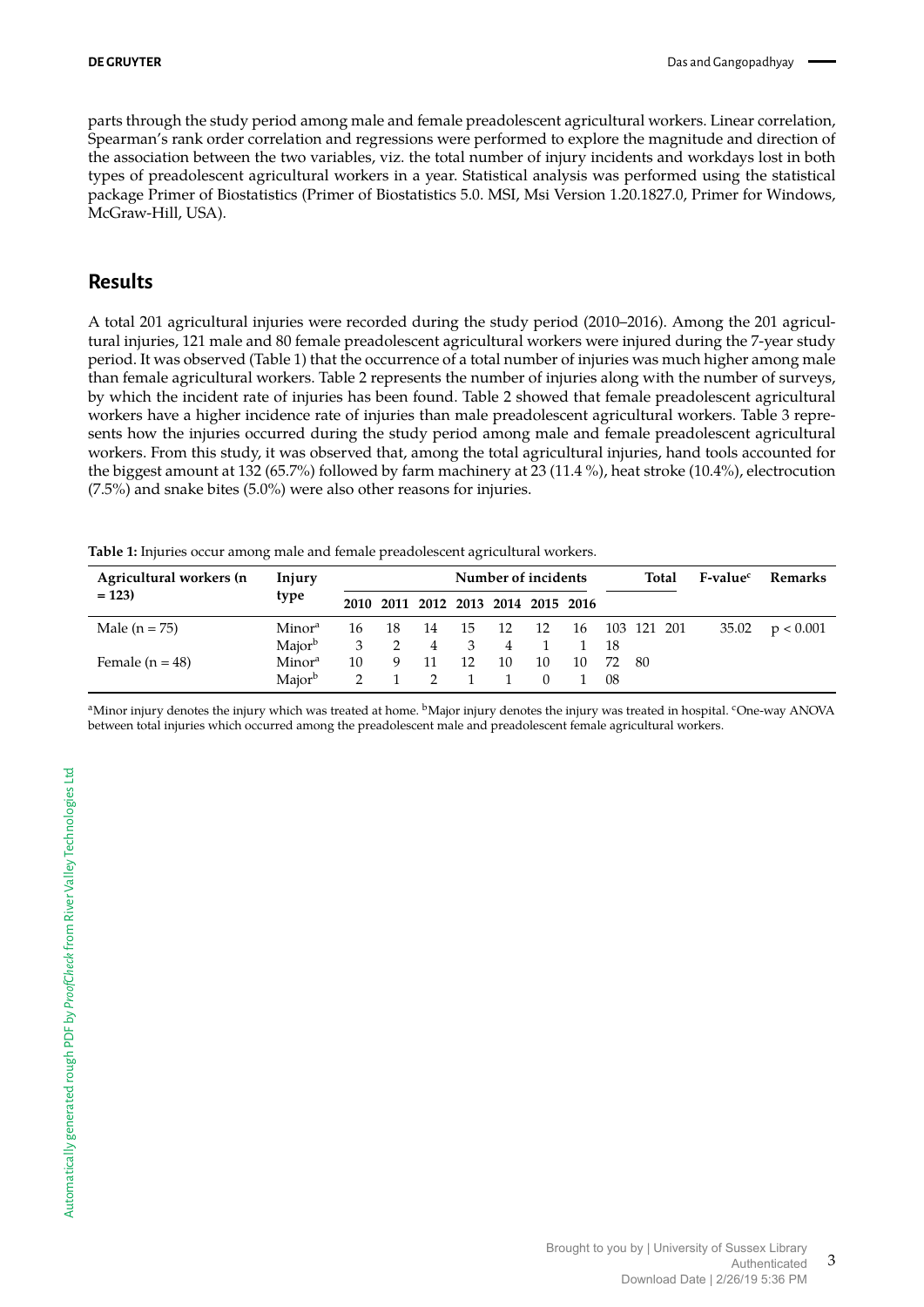parts through the study period among male and female preadolescent agricultural workers. Linear correlation, Spearman's rank order correlation and regressions were performed to explore the magnitude and direction of the association between the two variables, viz. the total number of injury incidents and workdays lost in both types of preadolescent agricultural workers in a year. Statistical analysis was performed using the statistical package Primer of Biostatistics (Primer of Biostatistics 5.0. MSI, Msi Version 1.20.1827.0, Primer for Windows, McGraw-Hill, USA).

## Results

A total 201 agricultural injuries were recorded during the study period (2010–2016). Among the 201 agricultural injuries, 121 male and 80 female preadolescent agricultural workers were injured during the 7-year study period. It was observed (Table 1) that the occurrence of a total number of injuries was much higher among male than female agricultural workers. Table 2 represents the number of injuries along with the number of surveys, by which the incident rate of injuries has been found. Table 2 showed that female preadolescent agricultural workers have a higher incidence rate of injuries than male preadolescent agricultural workers. Table 3 represents how the injuries occurred during the study period among male and female preadolescent agricultural workers. From this study, it was observed that, among the total agricultural injuries, hand tools accounted for the biggest amount at 132 (65.7%) followed by farm machinery at 23 (11.4 %), heat stroke (10.4%), electrocution (7.5%) and snake bites (5.0%) were also other reasons for injuries.

**Table 1:** Injuries occur among male and female preadolescent agricultural workers.

| Agricultural workers (n = 123) | Injury type | Number of incidents | | | | | | | Total | | | F-value[c] | Remarks |
|---|---|---|---|---|---|---|---|---|---|---|---|---|---|
| | | 2010 | 2011 | 2012 | 2013 | 2014 | 2015 | 2016 | | | | | |
| Male (n = 75) | Minor[a] | 16 | 18 | 14 | 15 | 12 | 12 | 16 | 103 | 121 | 201 | 35.02 | p < 0.001 |
| | Major[b] | 3 | 2 | 4 | 3 | 4 | 1 | 1 | 18 | | | | |
| Female (n = 48) | Minor[a] | 10 | 9 | 11 | 12 | 10 | 10 | 10 | 72 | 80 | | | |
| | Major[b] | 2 | 1 | 2 | 1 | 1 | 0 | 1 | 08 | | | | |

[a]Minor injury denotes the injury which was treated at home. [b]Major injury denotes the injury was treated in hospital. [c]One-way ANOVA between total injuries which occurred among the preadolescent male and preadolescent female agricultural workers.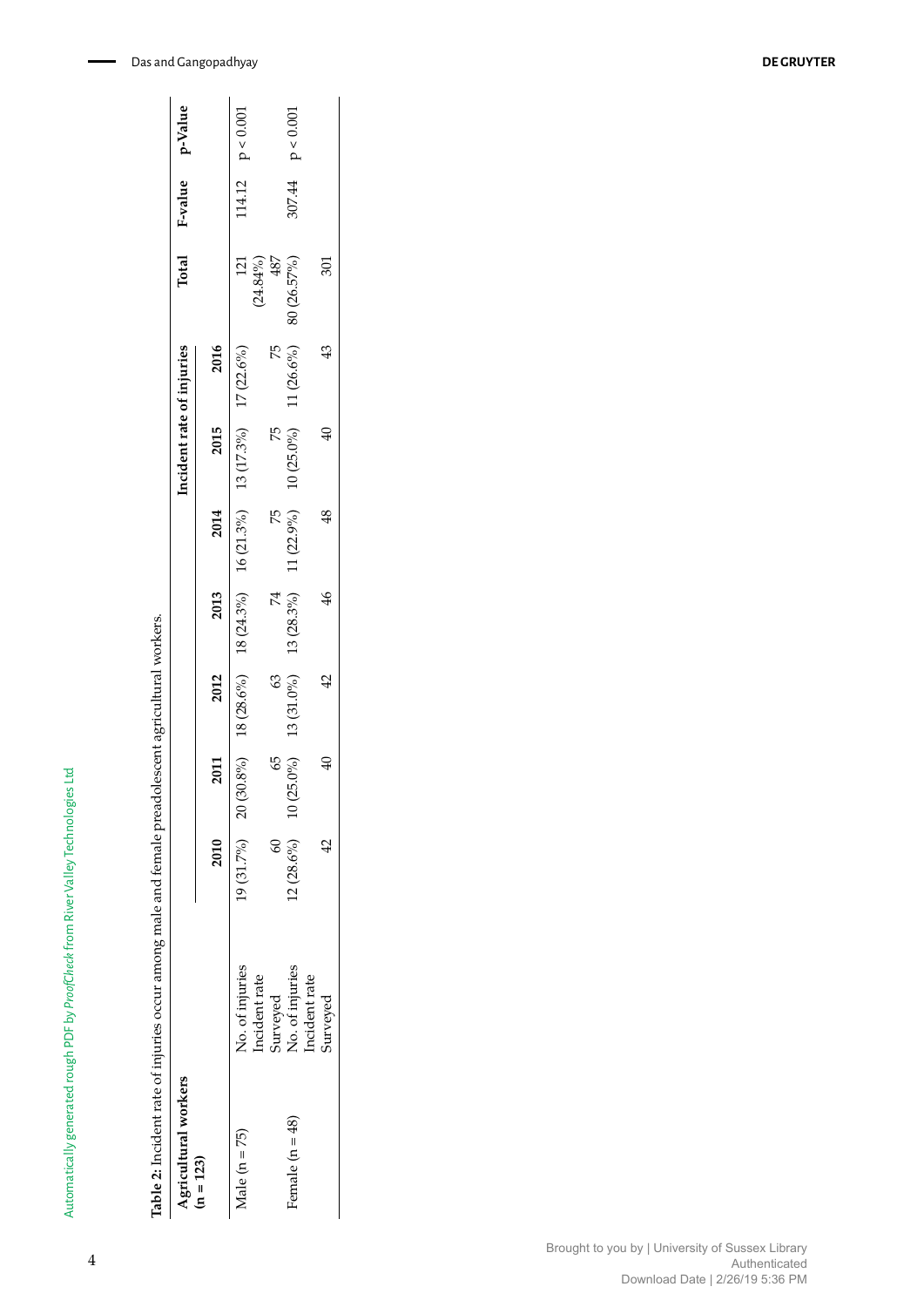**Table 2:** Incident rate of injuries occur among male and female preadolescent agricultural workers.

| Agricultural workers (n = 123) | | Incident rate of injuries | | | | | | | Total | F-value | p-Value |
|---|---|---|---|---|---|---|---|---|---|---|---|
| | | 2010 | 2011 | 2012 | 2013 | 2014 | 2015 | 2016 | | | |
| Male (n = 75) | No. of injuries Incident rate | 19 (31.7%) | 20 (30.8%) | 18 (28.6%) | 18 (24.3%) | 16 (21.3%) | 13 (17.3%) | 17 (22.6%) | 121 (24.84%) | 114.12 | $p < 0.001$ |
| | Surveyed | 60 | 65 | 63 | 74 | 75 | 75 | 75 | 487 | | |
| Female (n = 48) | No. of injuries Incident rate | 12 (28.6%) | 10 (25.0%) | 13 (31.0%) | 13 (28.3%) | 11 (22.9%) | 10 (25.0%) | 11 (26.6%) | 80 (26.57%) | 307.44 | $p < 0.001$ |
| | Surveyed | 42 | 40 | 42 | 46 | 48 | 40 | 43 | 301 | | |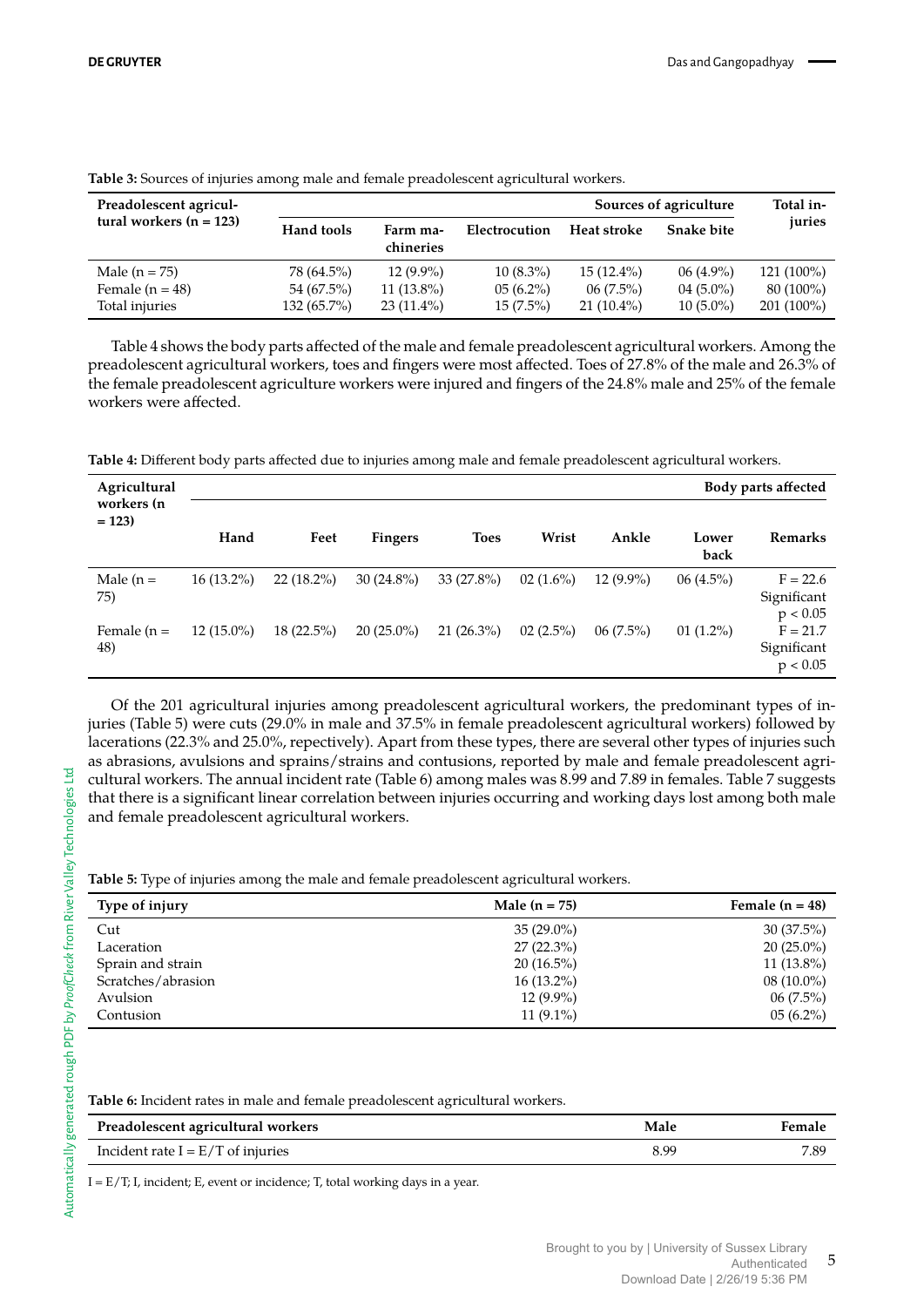**Table 3:** Sources of injuries among male and female preadolescent agricultural workers.

| Preadolescent agricultural workers (n = 123) | Sources of agriculture | | | | | Total injuries |
|---|---|---|---|---|---|---|
| | Hand tools | Farm machineries | Electrocution | Heat stroke | Snake bite | |
| Male (n = 75) | 78 (64.5%) | 12 (9.9%) | 10 (8.3%) | 15 (12.4%) | 06 (4.9%) | 121 (100%) |
| Female (n = 48) | 54 (67.5%) | 11 (13.8%) | 05 (6.2%) | 06 (7.5%) | 04 (5.0%) | 80 (100%) |
| Total injuries | 132 (65.7%) | 23 (11.4%) | 15 (7.5%) | 21 (10.4%) | 10 (5.0%) | 201 (100%) |

Table 4 shows the body parts affected of the male and female preadolescent agricultural workers. Among the preadolescent agricultural workers, toes and fingers were most affected. Toes of 27.8% of the male and 26.3% of the female preadolescent agriculture workers were injured and fingers of the 24.8% male and 25% of the female workers were affected.

**Table 4:** Different body parts affected due to injuries among male and female preadolescent agricultural workers.

| Agricultural workers (n = 123) | Body parts affected | | | | | | | |
|---|---|---|---|---|---|---|---|---|
| | Hand | Feet | Fingers | Toes | Wrist | Ankle | Lower back | Remarks |
| Male (n = 75) | 16 (13.2%) | 22 (18.2%) | 30 (24.8%) | 33 (27.8%) | 02 (1.6%) | 12 (9.9%) | 06 (4.5%) | $F = 22.6$ Significant $p < 0.05$ |
| Female (n = 48) | 12 (15.0%) | 18 (22.5%) | 20 (25.0%) | 21 (26.3%) | 02 (2.5%) | 06 (7.5%) | 01 (1.2%) | $F = 21.7$ Significant $p < 0.05$ |

Of the 201 agricultural injuries among preadolescent agricultural workers, the predominant types of injuries (Table 5) were cuts (29.0% in male and 37.5% in female preadolescent agricultural workers) followed by lacerations (22.3% and 25.0%, repectively). Apart from these types, there are several other types of injuries such as abrasions, avulsions and sprains/strains and contusions, reported by male and female preadolescent agricultural workers. The annual incident rate (Table 6) among males was 8.99 and 7.89 in females. Table 7 suggests that there is a significant linear correlation between injuries occurring and working days lost among both male and female preadolescent agricultural workers.

**Table 5:** Type of injuries among the male and female preadolescent agricultural workers.

| Type of injury | Male (n = 75) | Female (n = 48) |
|---|---|---|
| Cut | 35 (29.0%) | 30 (37.5%) |
| Laceration | 27 (22.3%) | 20 (25.0%) |
| Sprain and strain | 20 (16.5%) | 11 (13.8%) |
| Scratches/abrasion | 16 (13.2%) | 08 (10.0%) |
| Avulsion | 12 (9.9%) | 06 (7.5%) |
| Contusion | 11 (9.1%) | 05 (6.2%) |

**Table 6:** Incident rates in male and female preadolescent agricultural workers.

| Preadolescent agricultural workers | Male | Female |
|---|---|---|
| Incident rate $I = E/T$ of injuries | 8.99 | 7.89 |

$I = E/T$; I, incident; E, event or incidence; T, total working days in a year.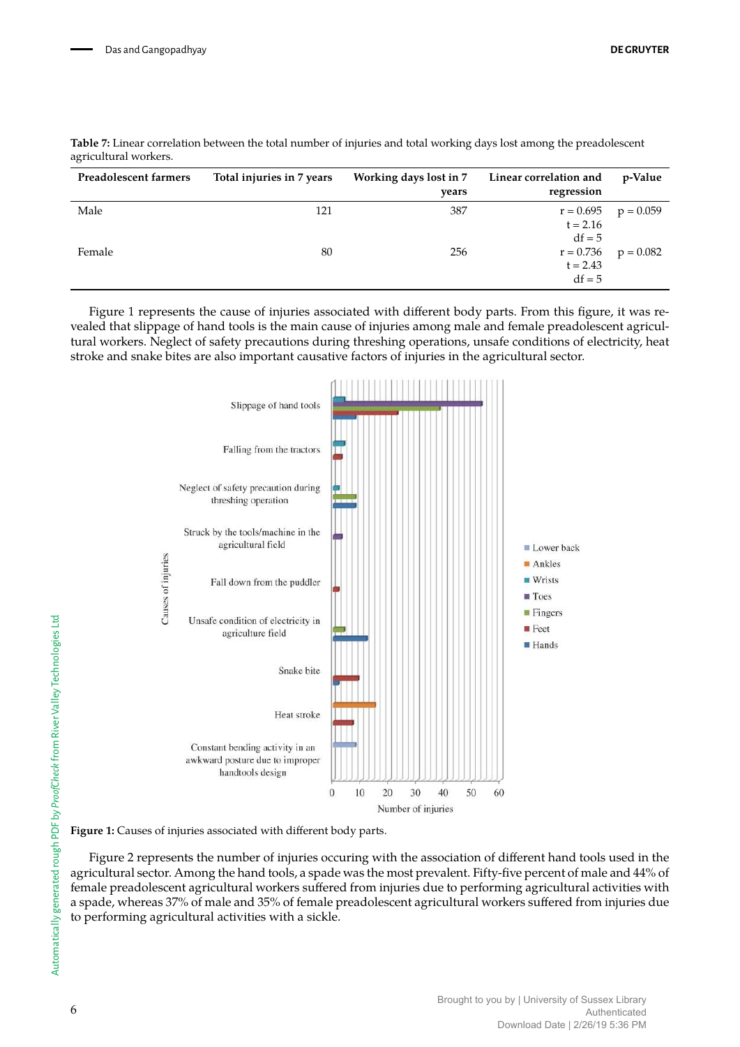**Table 7:** Linear correlation between the total number of injuries and total working days lost among the preadolescent agricultural workers.

| Preadolescent farmers | Total injuries in 7 years | Working days lost in 7 years | Linear correlation and regression | p-Value |
|---|---|---|---|---|
| Male | 121 | 387 | r = 0.695 t = 2.16 df = 5 | p = 0.059 |
| Female | 80 | 256 | r = 0.736 t = 2.43 df = 5 | p = 0.082 |

Figure 1 represents the cause of injuries associated with different body parts. From this figure, it was revealed that slippage of hand tools is the main cause of injuries among male and female preadolescent agricultural workers. Neglect of safety precautions during threshing operations, unsafe conditions of electricity, heat stroke and snake bites are also important causative factors of injuries in the agricultural sector.

**Figure 1:** Causes of injuries associated with different body parts.

Figure 2 represents the number of injuries occuring with the association of different hand tools used in the agricultural sector. Among the hand tools, a spade was the most prevalent. Fifty-five percent of male and 44% of female preadolescent agricultural workers suffered from injuries due to performing agricultural activities with a spade, whereas 37% of male and 35% of female preadolescent agricultural workers suffered from injuries due to performing agricultural activities with a sickle.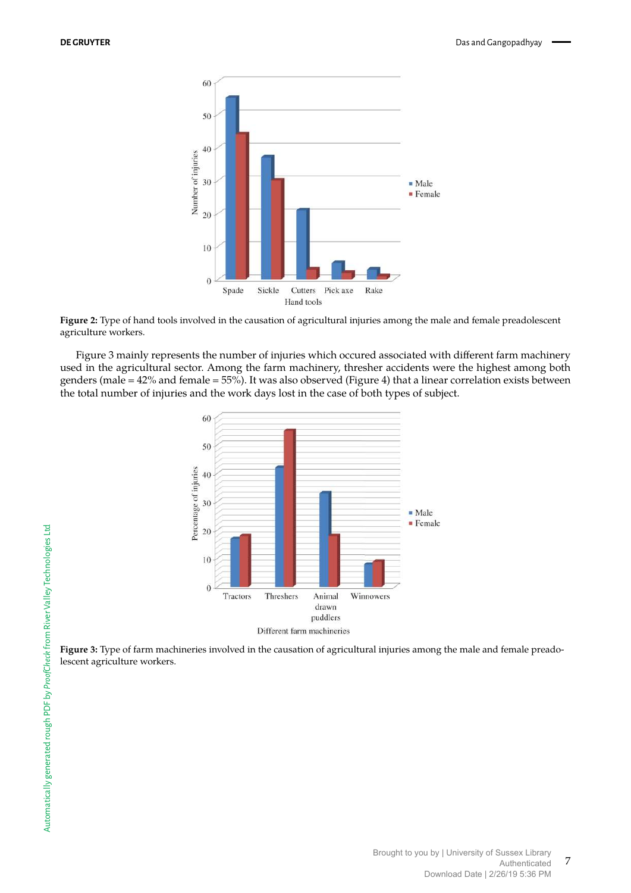**Figure 2:** Type of hand tools involved in the causation of agricultural injuries among the male and female preadolescent agriculture workers.

Figure 3 mainly represents the number of injuries which occured associated with different farm machinery used in the agricultural sector. Among the farm machinery, thresher accidents were the highest among both genders (male = 42% and female = 55%). It was also observed (Figure 4) that a linear correlation exists between the total number of injuries and the work days lost in the case of both types of subject.

**Figure 3:** Type of farm machineries involved in the causation of agricultural injuries among the male and female preadolescent agriculture workers.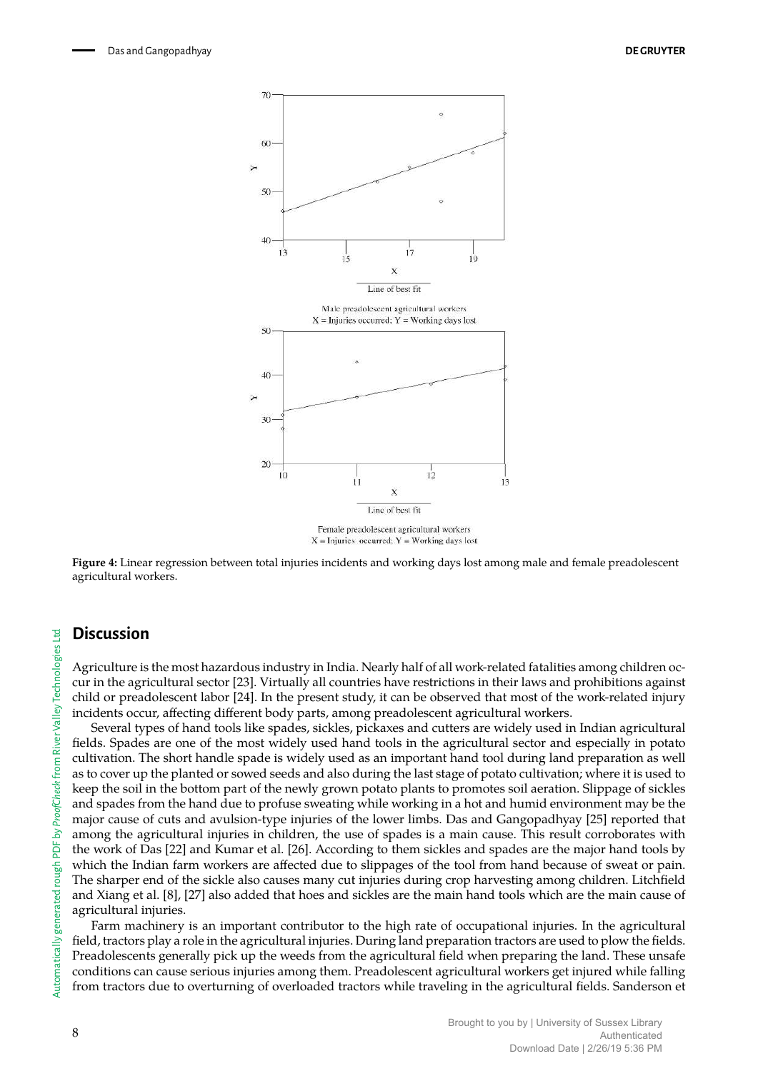Male preadolescent agricultural workers
X = Injuries occurred; Y = Working days lost

Female preadolescent agricultural workers
X = Injuries occurred; Y = Working days lost

**Figure 4:** Linear regression between total injuries incidents and working days lost among male and female preadolescent agricultural workers.

## Discussion

Agriculture is the most hazardous industry in India. Nearly half of all work-related fatalities among children occur in the agricultural sector [23]. Virtually all countries have restrictions in their laws and prohibitions against child or preadolescent labor [24]. In the present study, it can be observed that most of the work-related injury incidents occur, affecting different body parts, among preadolescent agricultural workers.

Several types of hand tools like spades, sickles, pickaxes and cutters are widely used in Indian agricultural fields. Spades are one of the most widely used hand tools in the agricultural sector and especially in potato cultivation. The short handle spade is widely used as an important hand tool during land preparation as well as to cover up the planted or sowed seeds and also during the last stage of potato cultivation; where it is used to keep the soil in the bottom part of the newly grown potato plants to promotes soil aeration. Slippage of sickles and spades from the hand due to profuse sweating while working in a hot and humid environment may be the major cause of cuts and avulsion-type injuries of the lower limbs. Das and Gangopadhyay [25] reported that among the agricultural injuries in children, the use of spades is a main cause. This result corroborates with the work of Das [22] and Kumar et al. [26]. According to them sickles and spades are the major hand tools by which the Indian farm workers are affected due to slippages of the tool from hand because of sweat or pain. The sharper end of the sickle also causes many cut injuries during crop harvesting among children. Litchfield and Xiang et al. [8], [27] also added that hoes and sickles are the main hand tools which are the main cause of agricultural injuries.

Farm machinery is an important contributor to the high rate of occupational injuries. In the agricultural field, tractors play a role in the agricultural injuries. During land preparation tractors are used to plow the fields. Preadolescents generally pick up the weeds from the agricultural field when preparing the land. These unsafe conditions can cause serious injuries among them. Preadolescent agricultural workers get injured while falling from tractors due to overturning of overloaded tractors while traveling in the agricultural fields. Sanderson et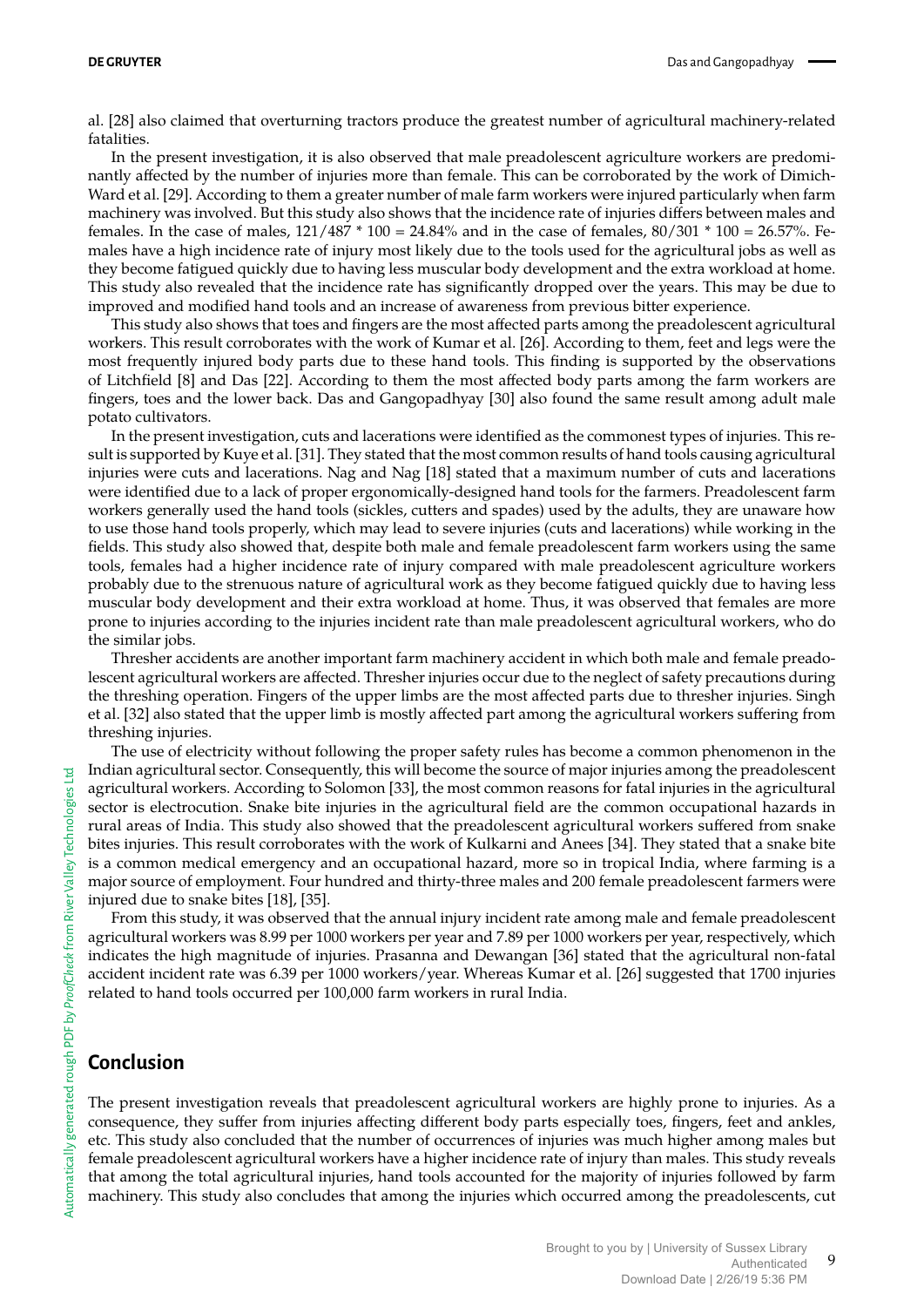al. [28] also claimed that overturning tractors produce the greatest number of agricultural machinery-related fatalities.

In the present investigation, it is also observed that male preadolescent agriculture workers are predominantly affected by the number of injuries more than female. This can be corroborated by the work of Dimich-Ward et al. [29]. According to them a greater number of male farm workers were injured particularly when farm machinery was involved. But this study also shows that the incidence rate of injuries differs between males and females. In the case of males, $121/487 * 100 = 24.84\%$ and in the case of females, $80/301 * 100 = 26.57\%$. Females have a high incidence rate of injury most likely due to the tools used for the agricultural jobs as well as they become fatigued quickly due to having less muscular body development and the extra workload at home. This study also revealed that the incidence rate has significantly dropped over the years. This may be due to improved and modified hand tools and an increase of awareness from previous bitter experience.

This study also shows that toes and fingers are the most affected parts among the preadolescent agricultural workers. This result corroborates with the work of Kumar et al. [26]. According to them, feet and legs were the most frequently injured body parts due to these hand tools. This finding is supported by the observations of Litchfield [8] and Das [22]. According to them the most affected body parts among the farm workers are fingers, toes and the lower back. Das and Gangopadhyay [30] also found the same result among adult male potato cultivators.

In the present investigation, cuts and lacerations were identified as the commonest types of injuries. This result is supported by Kuye et al. [31]. They stated that the most common results of hand tools causing agricultural injuries were cuts and lacerations. Nag and Nag [18] stated that a maximum number of cuts and lacerations were identified due to a lack of proper ergonomically-designed hand tools for the farmers. Preadolescent farm workers generally used the hand tools (sickles, cutters and spades) used by the adults, they are unaware how to use those hand tools properly, which may lead to severe injuries (cuts and lacerations) while working in the fields. This study also showed that, despite both male and female preadolescent farm workers using the same tools, females had a higher incidence rate of injury compared with male preadolescent agriculture workers probably due to the strenuous nature of agricultural work as they become fatigued quickly due to having less muscular body development and their extra workload at home. Thus, it was observed that females are more prone to injuries according to the injuries incident rate than male preadolescent agricultural workers, who do the similar jobs.

Thresher accidents are another important farm machinery accident in which both male and female preadolescent agricultural workers are affected. Thresher injuries occur due to the neglect of safety precautions during the threshing operation. Fingers of the upper limbs are the most affected parts due to thresher injuries. Singh et al. [32] also stated that the upper limb is mostly affected part among the agricultural workers suffering from threshing injuries.

The use of electricity without following the proper safety rules has become a common phenomenon in the Indian agricultural sector. Consequently, this will become the source of major injuries among the preadolescent agricultural workers. According to Solomon [33], the most common reasons for fatal injuries in the agricultural sector is electrocution. Snake bite injuries in the agricultural field are the common occupational hazards in rural areas of India. This study also showed that the preadolescent agricultural workers suffered from snake bites injuries. This result corroborates with the work of Kulkarni and Anees [34]. They stated that a snake bite is a common medical emergency and an occupational hazard, more so in tropical India, where farming is a major source of employment. Four hundred and thirty-three males and 200 female preadolescent farmers were injured due to snake bites [18], [35].

From this study, it was observed that the annual injury incident rate among male and female preadolescent agricultural workers was 8.99 per 1000 workers per year and 7.89 per 1000 workers per year, respectively, which indicates the high magnitude of injuries. Prasanna and Dewangan [36] stated that the agricultural non-fatal accident incident rate was 6.39 per 1000 workers/year. Whereas Kumar et al. [26] suggested that 1700 injuries related to hand tools occurred per 100,000 farm workers in rural India.

## Conclusion

The present investigation reveals that preadolescent agricultural workers are highly prone to injuries. As a consequence, they suffer from injuries affecting different body parts especially toes, fingers, feet and ankles, etc. This study also concluded that the number of occurrences of injuries was much higher among males but female preadolescent agricultural workers have a higher incidence rate of injury than males. This study reveals that among the total agricultural injuries, hand tools accounted for the majority of injuries followed by farm machinery. This study also concludes that among the injuries which occurred among the preadolescents, cut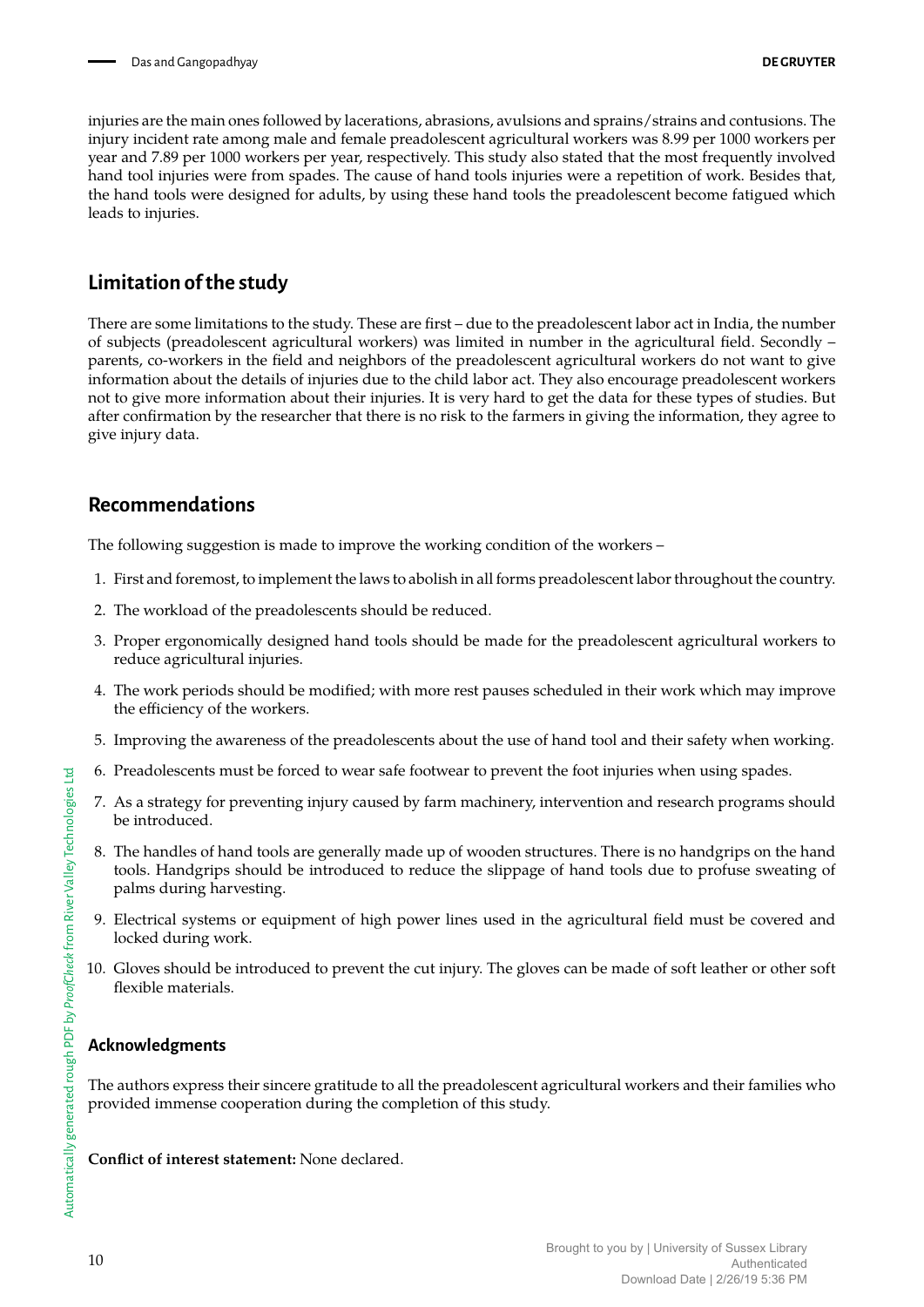injuries are the main ones followed by lacerations, abrasions, avulsions and sprains/strains and contusions. The injury incident rate among male and female preadolescent agricultural workers was 8.99 per 1000 workers per year and 7.89 per 1000 workers per year, respectively. This study also stated that the most frequently involved hand tool injuries were from spades. The cause of hand tools injuries were a repetition of work. Besides that, the hand tools were designed for adults, by using these hand tools the preadolescent become fatigued which leads to injuries.

## Limitation of the study

There are some limitations to the study. These are first – due to the preadolescent labor act in India, the number of subjects (preadolescent agricultural workers) was limited in number in the agricultural field. Secondly – parents, co-workers in the field and neighbors of the preadolescent agricultural workers do not want to give information about the details of injuries due to the child labor act. They also encourage preadolescent workers not to give more information about their injuries. It is very hard to get the data for these types of studies. But after confirmation by the researcher that there is no risk to the farmers in giving the information, they agree to give injury data.

## Recommendations

The following suggestion is made to improve the working condition of the workers –

1. First and foremost, to implement the laws to abolish in all forms preadolescent labor throughout the country.
2. The workload of the preadolescents should be reduced.
3. Proper ergonomically designed hand tools should be made for the preadolescent agricultural workers to reduce agricultural injuries.
4. The work periods should be modified; with more rest pauses scheduled in their work which may improve the efficiency of the workers.
5. Improving the awareness of the preadolescents about the use of hand tool and their safety when working.
6. Preadolescents must be forced to wear safe footwear to prevent the foot injuries when using spades.
7. As a strategy for preventing injury caused by farm machinery, intervention and research programs should be introduced.
8. The handles of hand tools are generally made up of wooden structures. There is no handgrips on the hand tools. Handgrips should be introduced to reduce the slippage of hand tools due to profuse sweating of palms during harvesting.
9. Electrical systems or equipment of high power lines used in the agricultural field must be covered and locked during work.
10. Gloves should be introduced to prevent the cut injury. The gloves can be made of soft leather or other soft flexible materials.

### Acknowledgments

The authors express their sincere gratitude to all the preadolescent agricultural workers and their families who provided immense cooperation during the completion of this study.

**Conflict of interest statement:** None declared.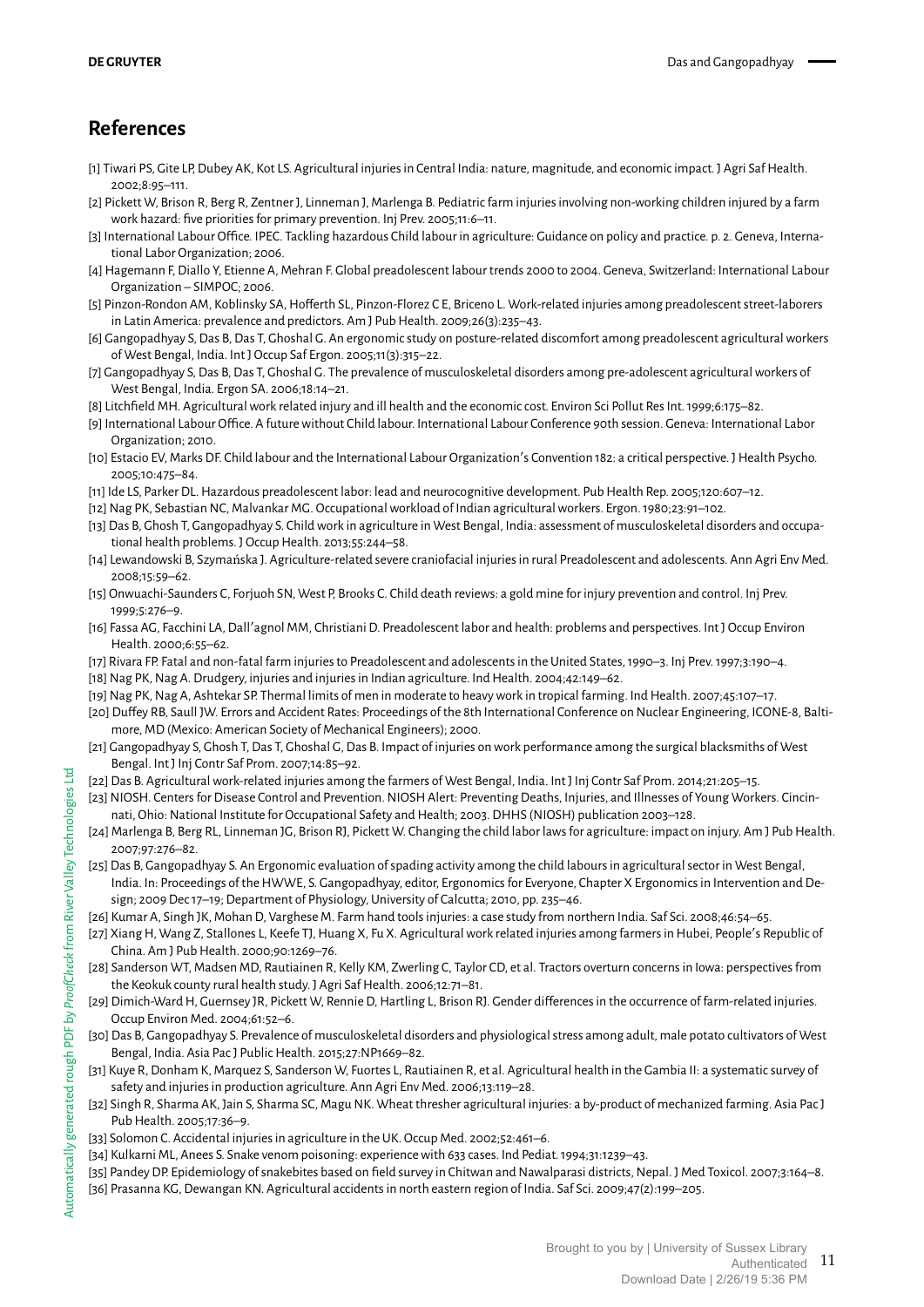## References

[1] Tiwari PS, Gite LP, Dubey AK, Kot LS. Agricultural injuries in Central India: nature, magnitude, and economic impact. J Agri Saf Health. 2002;8:95–111.

[2] Pickett W, Brison R, Berg R, Zentner J, Linneman J, Marlenga B. Pediatric farm injuries involving non-working children injured by a farm work hazard: five priorities for primary prevention. Inj Prev. 2005;11:6–11.

[3] International Labour Office. IPEC. Tackling hazardous Child labour in agriculture: Guidance on policy and practice. p. 2. Geneva, International Labor Organization; 2006.

[4] Hagemann F, Diallo Y, Etienne A, Mehran F. Global preadolescent labour trends 2000 to 2004. Geneva, Switzerland: International Labour Organization – SIMPOC; 2006.

[5] Pinzon-Rondon AM, Koblinsky SA, Hofferth SL, Pinzon-Florez C E, Briceno L. Work-related injuries among preadolescent street-laborers in Latin America: prevalence and predictors. Am J Pub Health. 2009;26(3):235–43.

[6] Gangopadhyay S, Das B, Das T, Ghoshal G. An ergonomic study on posture-related discomfort among preadolescent agricultural workers of West Bengal, India. Int J Occup Saf Ergon. 2005;11(3):315–22.

[7] Gangopadhyay S, Das B, Das T, Ghoshal G. The prevalence of musculoskeletal disorders among pre-adolescent agricultural workers of West Bengal, India. Ergon SA. 2006;18:14–21.

[8] Litchfield MH. Agricultural work related injury and ill health and the economic cost. Environ Sci Pollut Res Int. 1999;6:175–82.

[9] International Labour Office. A future without Child labour. International Labour Conference 90th session. Geneva: International Labor Organization; 2010.

[10] Estacio EV, Marks DF. Child labour and the International Labour Organization's Convention 182: a critical perspective. J Health Psycho. 2005;10:475–84.

[11] Ide LS, Parker DL. Hazardous preadolescent labor: lead and neurocognitive development. Pub Health Rep. 2005;120:607–12.

[12] Nag PK, Sebastian NC, Malvankar MG. Occupational workload of Indian agricultural workers. Ergon. 1980;23:91–102.

[13] Das B, Ghosh T, Gangopadhyay S. Child work in agriculture in West Bengal, India: assessment of musculoskeletal disorders and occupational health problems. J Occup Health. 2013;55:244–58.

[14] Lewandowski B, Szymańska J. Agriculture-related severe craniofacial injuries in rural Preadolescent and adolescents. Ann Agri Env Med. 2008;15:59–62.

[15] Onwuachi-Saunders C, Forjuoh SN, West P, Brooks C. Child death reviews: a gold mine for injury prevention and control. Inj Prev. 1999;5:276–9.

[16] Fassa AG, Facchini LA, Dall'agnol MM, Christiani D. Preadolescent labor and health: problems and perspectives. Int J Occup Environ Health. 2000;6:55–62.

[17] Rivara FP. Fatal and non-fatal farm injuries to Preadolescent and adolescents in the United States, 1990–3. Inj Prev. 1997;3:190–4.

[18] Nag PK, Nag A. Drudgery, injuries and injuries in Indian agriculture. Ind Health. 2004;42:149–62.

[19] Nag PK, Nag A, Ashtekar SP. Thermal limits of men in moderate to heavy work in tropical farming. Ind Health. 2007;45:107–17.

[20] Duffey RB, Saull JW. Errors and Accident Rates: Proceedings of the 8th International Conference on Nuclear Engineering, ICONE-8, Baltimore, MD (Mexico: American Society of Mechanical Engineers); 2000.

[21] Gangopadhyay S, Ghosh T, Das T, Ghoshal G, Das B. Impact of injuries on work performance among the surgical blacksmiths of West Bengal. Int J Inj Contr Saf Prom. 2007;14:85–92.

[22] Das B. Agricultural work-related injuries among the farmers of West Bengal, India. Int J Inj Contr Saf Prom. 2014;21:205–15.

[23] NIOSH. Centers for Disease Control and Prevention. NIOSH Alert: Preventing Deaths, Injuries, and Illnesses of Young Workers. Cincinnati, Ohio: National Institute for Occupational Safety and Health; 2003. DHHS (NIOSH) publication 2003–128.

[24] Marlenga B, Berg RL, Linneman JG, Brison RJ, Pickett W. Changing the child labor laws for agriculture: impact on injury. Am J Pub Health. 2007;97:276–82.

[25] Das B, Gangopadhyay S. An Ergonomic evaluation of spading activity among the child labours in agricultural sector in West Bengal, India. In: Proceedings of the HWWE, S. Gangopadhyay, editor, Ergonomics for Everyone, Chapter X Ergonomics in Intervention and Design; 2009 Dec 17–19; Department of Physiology, University of Calcutta; 2010, pp. 235–46.

[26] Kumar A, Singh JK, Mohan D, Varghese M. Farm hand tools injuries: a case study from northern India. Saf Sci. 2008;46:54–65.

[27] Xiang H, Wang Z, Stallones L, Keefe TJ, Huang X, Fu X. Agricultural work related injuries among farmers in Hubei, People's Republic of China. Am J Pub Health. 2000;90:1269–76.

[28] Sanderson WT, Madsen MD, Rautiainen R, Kelly KM, Zwerling C, Taylor CD, et al. Tractors overturn concerns in Iowa: perspectives from the Keokuk county rural health study. J Agri Saf Health. 2006;12:71–81.

[29] Dimich-Ward H, Guernsey JR, Pickett W, Rennie D, Hartling L, Brison RJ. Gender differences in the occurrence of farm-related injuries. Occup Environ Med. 2004;61:52–6.

[30] Das B, Gangopadhyay S. Prevalence of musculoskeletal disorders and physiological stress among adult, male potato cultivators of West Bengal, India. Asia Pac J Public Health. 2015;27:NP1669–82.

[31] Kuye R, Donham K, Marquez S, Sanderson W, Fuortes L, Rautiainen R, et al. Agricultural health in the Gambia II: a systematic survey of safety and injuries in production agriculture. Ann Agri Env Med. 2006;13:119–28.

[32] Singh R, Sharma AK, Jain S, Sharma SC, Magu NK. Wheat thresher agricultural injuries: a by-product of mechanized farming. Asia Pac J Pub Health. 2005;17:36–9.

[33] Solomon C. Accidental injuries in agriculture in the UK. Occup Med. 2002;52:461–6.

[34] Kulkarni ML, Anees S. Snake venom poisoning: experience with 633 cases. Ind Pediat. 1994;31:1239–43.

[35] Pandey DP. Epidemiology of snakebites based on field survey in Chitwan and Nawalparasi districts, Nepal. J Med Toxicol. 2007;3:164–8.

[36] Prasanna KG, Dewangan KN. Agricultural accidents in north eastern region of India. Saf Sci. 2009;47(2):199–205.